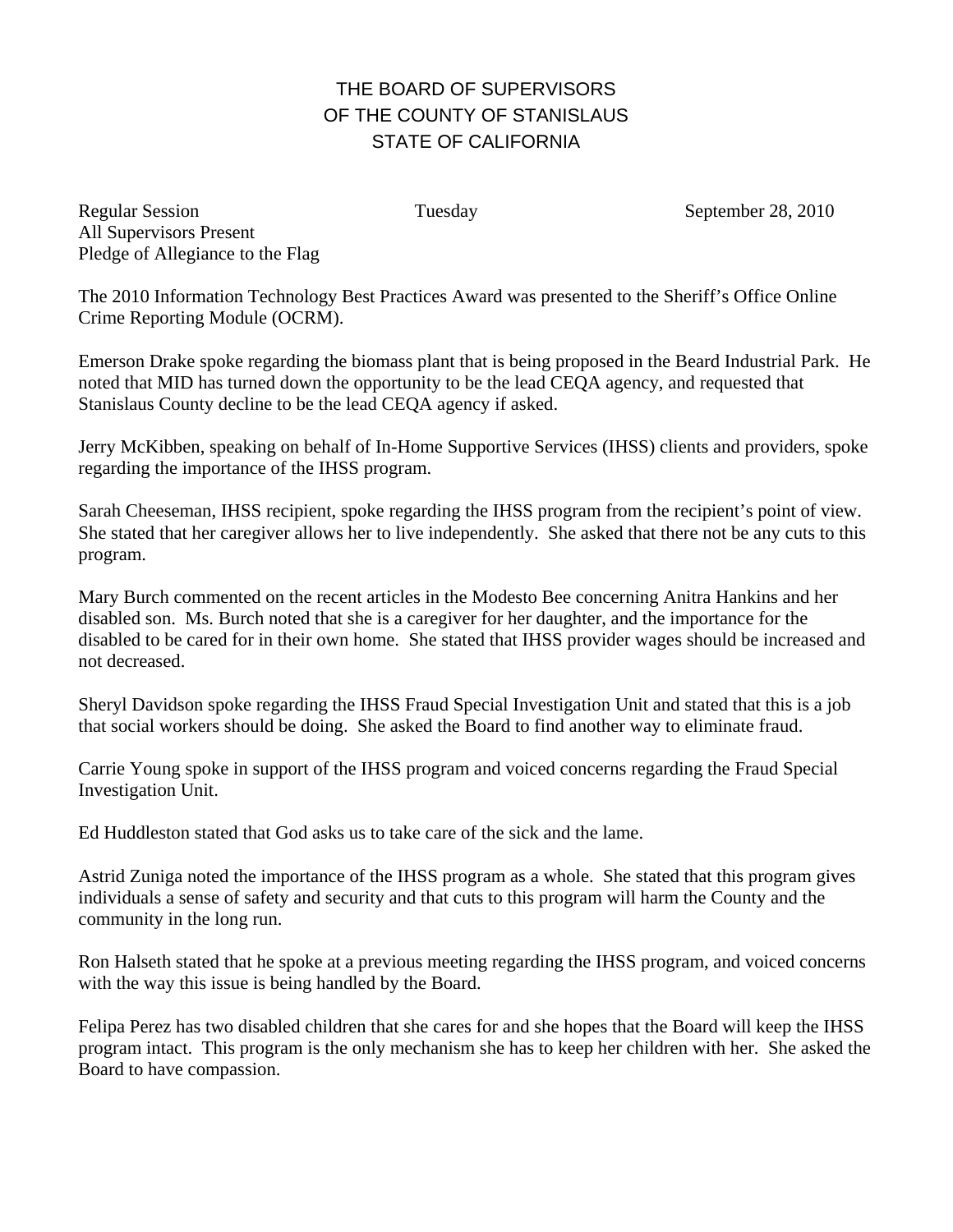# THE BOARD OF SUPERVISORS
# OF THE COUNTY OF STANISLAUS
# STATE OF CALIFORNIA

Regular Session Tuesday September 28, 2010
All Supervisors Present
Pledge of Allegiance to the Flag

The 2010 Information Technology Best Practices Award was presented to the Sheriff's Office Online Crime Reporting Module (OCRM).

Emerson Drake spoke regarding the biomass plant that is being proposed in the Beard Industrial Park. He noted that MID has turned down the opportunity to be the lead CEQA agency, and requested that Stanislaus County decline to be the lead CEQA agency if asked.

Jerry McKibben, speaking on behalf of In-Home Supportive Services (IHSS) clients and providers, spoke regarding the importance of the IHSS program.

Sarah Cheeseman, IHSS recipient, spoke regarding the IHSS program from the recipient's point of view. She stated that her caregiver allows her to live independently. She asked that there not be any cuts to this program.

Mary Burch commented on the recent articles in the Modesto Bee concerning Anitra Hankins and her disabled son. Ms. Burch noted that she is a caregiver for her daughter, and the importance for the disabled to be cared for in their own home. She stated that IHSS provider wages should be increased and not decreased.

Sheryl Davidson spoke regarding the IHSS Fraud Special Investigation Unit and stated that this is a job that social workers should be doing. She asked the Board to find another way to eliminate fraud.

Carrie Young spoke in support of the IHSS program and voiced concerns regarding the Fraud Special Investigation Unit.

Ed Huddleston stated that God asks us to take care of the sick and the lame.

Astrid Zuniga noted the importance of the IHSS program as a whole. She stated that this program gives individuals a sense of safety and security and that cuts to this program will harm the County and the community in the long run.

Ron Halseth stated that he spoke at a previous meeting regarding the IHSS program, and voiced concerns with the way this issue is being handled by the Board.

Felipa Perez has two disabled children that she cares for and she hopes that the Board will keep the IHSS program intact. This program is the only mechanism she has to keep her children with her. She asked the Board to have compassion.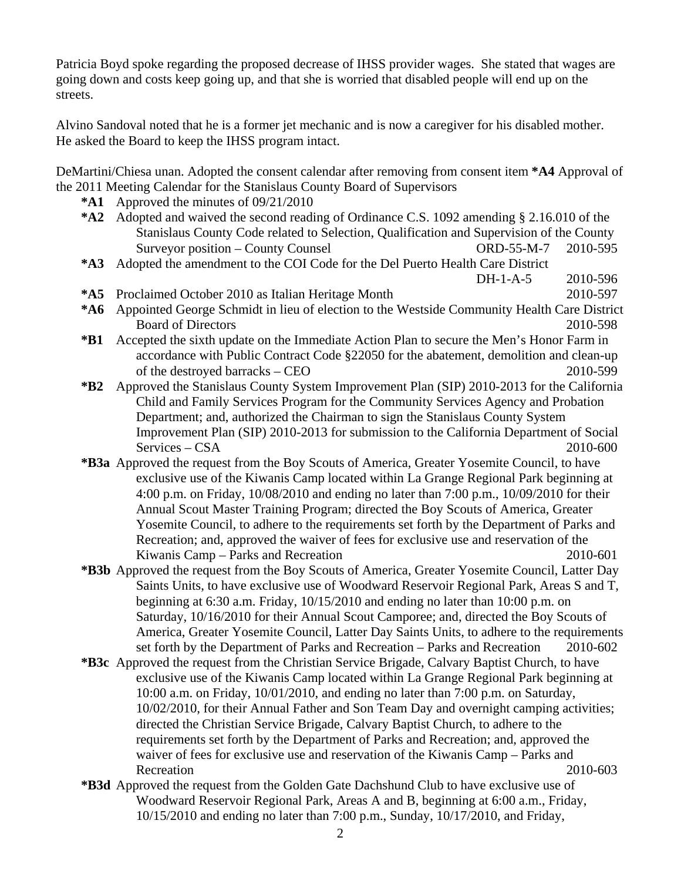Patricia Boyd spoke regarding the proposed decrease of IHSS provider wages. She stated that wages are going down and costs keep going up, and that she is worried that disabled people will end up on the streets.

Alvino Sandoval noted that he is a former jet mechanic and is now a caregiver for his disabled mother. He asked the Board to keep the IHSS program intact.

DeMartini/Chiesa unan. Adopted the consent calendar after removing from consent item **\*A4** Approval of the 2011 Meeting Calendar for the Stanislaus County Board of Supervisors

- **\*A1** Approved the minutes of 09/21/2010
- **\*A2** Adopted and waived the second reading of Ordinance C.S. 1092 amending § 2.16.010 of the Stanislaus County Code related to Selection, Qualification and Supervision of the County Surveyor position – County Counsel ORD-55-M-7 2010-595
- **\*A3** Adopted the amendment to the COI Code for the Del Puerto Health Care District DH-1-A-5 2010-596
- **\*A5** Proclaimed October 2010 as Italian Heritage Month 2010-597
- **\*A6** Appointed George Schmidt in lieu of election to the Westside Community Health Care District Board of Directors 2010-598
- **\*B1** Accepted the sixth update on the Immediate Action Plan to secure the Men's Honor Farm in accordance with Public Contract Code §22050 for the abatement, demolition and clean-up of the destroyed barracks – CEO 2010-599
- **\*B2** Approved the Stanislaus County System Improvement Plan (SIP) 2010-2013 for the California Child and Family Services Program for the Community Services Agency and Probation Department; and, authorized the Chairman to sign the Stanislaus County System Improvement Plan (SIP) 2010-2013 for submission to the California Department of Social Services – CSA 2010-600
- **\*B3a** Approved the request from the Boy Scouts of America, Greater Yosemite Council, to have exclusive use of the Kiwanis Camp located within La Grange Regional Park beginning at 4:00 p.m. on Friday, 10/08/2010 and ending no later than 7:00 p.m., 10/09/2010 for their Annual Scout Master Training Program; directed the Boy Scouts of America, Greater Yosemite Council, to adhere to the requirements set forth by the Department of Parks and Recreation; and, approved the waiver of fees for exclusive use and reservation of the Kiwanis Camp – Parks and Recreation 2010-601
- **\*B3b** Approved the request from the Boy Scouts of America, Greater Yosemite Council, Latter Day Saints Units, to have exclusive use of Woodward Reservoir Regional Park, Areas S and T, beginning at 6:30 a.m. Friday, 10/15/2010 and ending no later than 10:00 p.m. on Saturday, 10/16/2010 for their Annual Scout Camporee; and, directed the Boy Scouts of America, Greater Yosemite Council, Latter Day Saints Units, to adhere to the requirements set forth by the Department of Parks and Recreation – Parks and Recreation 2010-602
- **\*B3c** Approved the request from the Christian Service Brigade, Calvary Baptist Church, to have exclusive use of the Kiwanis Camp located within La Grange Regional Park beginning at 10:00 a.m. on Friday, 10/01/2010, and ending no later than 7:00 p.m. on Saturday, 10/02/2010, for their Annual Father and Son Team Day and overnight camping activities; directed the Christian Service Brigade, Calvary Baptist Church, to adhere to the requirements set forth by the Department of Parks and Recreation; and, approved the waiver of fees for exclusive use and reservation of the Kiwanis Camp – Parks and Recreation 2010-603
- **\*B3d** Approved the request from the Golden Gate Dachshund Club to have exclusive use of Woodward Reservoir Regional Park, Areas A and B, beginning at 6:00 a.m., Friday, 10/15/2010 and ending no later than 7:00 p.m., Sunday, 10/17/2010, and Friday,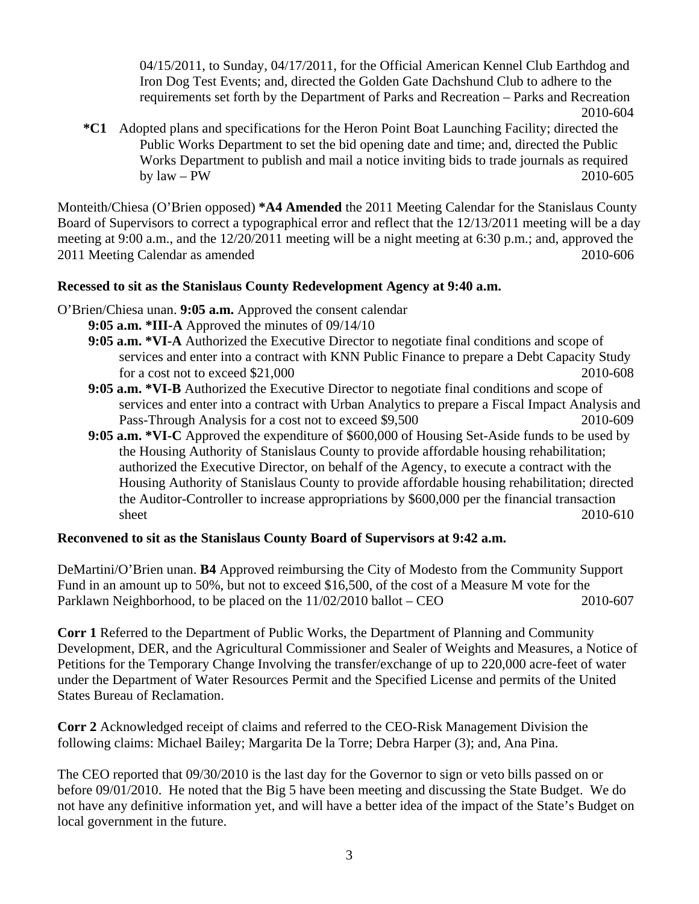04/15/2011, to Sunday, 04/17/2011, for the Official American Kennel Club Earthdog and Iron Dog Test Events; and, directed the Golden Gate Dachshund Club to adhere to the requirements set forth by the Department of Parks and Recreation – Parks and Recreation 2010-604

**\*C1** Adopted plans and specifications for the Heron Point Boat Launching Facility; directed the Public Works Department to set the bid opening date and time; and, directed the Public Works Department to publish and mail a notice inviting bids to trade journals as required by law – PW 2010-605

Monteith/Chiesa (O'Brien opposed) **\*A4 Amended** the 2011 Meeting Calendar for the Stanislaus County Board of Supervisors to correct a typographical error and reflect that the 12/13/2011 meeting will be a day meeting at 9:00 a.m., and the 12/20/2011 meeting will be a night meeting at 6:30 p.m.; and, approved the 2011 Meeting Calendar as amended 2010-606

**Recessed to sit as the Stanislaus County Redevelopment Agency at 9:40 a.m.**

O'Brien/Chiesa unan. **9:05 a.m.** Approved the consent calendar

**9:05 a.m. \*III-A** Approved the minutes of 09/14/10

**9:05 a.m. \*VI-A** Authorized the Executive Director to negotiate final conditions and scope of services and enter into a contract with KNN Public Finance to prepare a Debt Capacity Study for a cost not to exceed $21,000 2010-608

**9:05 a.m. \*VI-B** Authorized the Executive Director to negotiate final conditions and scope of services and enter into a contract with Urban Analytics to prepare a Fiscal Impact Analysis and Pass-Through Analysis for a cost not to exceed $9,500 2010-609

**9:05 a.m. \*VI-C** Approved the expenditure of $600,000 of Housing Set-Aside funds to be used by the Housing Authority of Stanislaus County to provide affordable housing rehabilitation; authorized the Executive Director, on behalf of the Agency, to execute a contract with the Housing Authority of Stanislaus County to provide affordable housing rehabilitation; directed the Auditor-Controller to increase appropriations by $600,000 per the financial transaction sheet 2010-610

**Reconvened to sit as the Stanislaus County Board of Supervisors at 9:42 a.m.**

DeMartini/O'Brien unan. **B4** Approved reimbursing the City of Modesto from the Community Support Fund in an amount up to 50%, but not to exceed $16,500, of the cost of a Measure M vote for the Parklawn Neighborhood, to be placed on the 11/02/2010 ballot – CEO 2010-607

**Corr 1** Referred to the Department of Public Works, the Department of Planning and Community Development, DER, and the Agricultural Commissioner and Sealer of Weights and Measures, a Notice of Petitions for the Temporary Change Involving the transfer/exchange of up to 220,000 acre-feet of water under the Department of Water Resources Permit and the Specified License and permits of the United States Bureau of Reclamation.

**Corr 2** Acknowledged receipt of claims and referred to the CEO-Risk Management Division the following claims: Michael Bailey; Margarita De la Torre; Debra Harper (3); and, Ana Pina.

The CEO reported that 09/30/2010 is the last day for the Governor to sign or veto bills passed on or before 09/01/2010. He noted that the Big 5 have been meeting and discussing the State Budget. We do not have any definitive information yet, and will have a better idea of the impact of the State's Budget on local government in the future.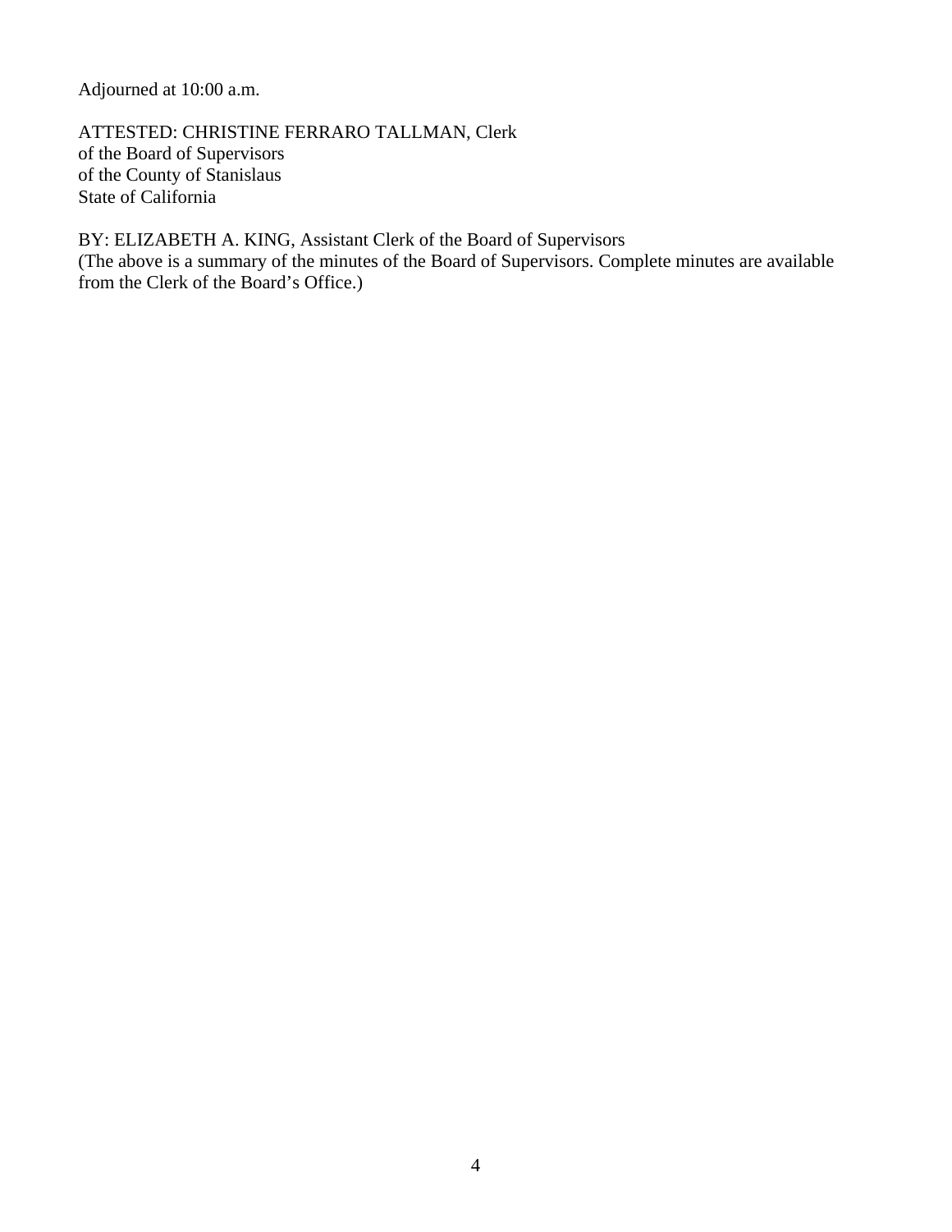Adjourned at 10:00 a.m.

ATTESTED: CHRISTINE FERRARO TALLMAN, Clerk
of the Board of Supervisors
of the County of Stanislaus
State of California

BY: ELIZABETH A. KING, Assistant Clerk of the Board of Supervisors
(The above is a summary of the minutes of the Board of Supervisors. Complete minutes are available from the Clerk of the Board's Office.)